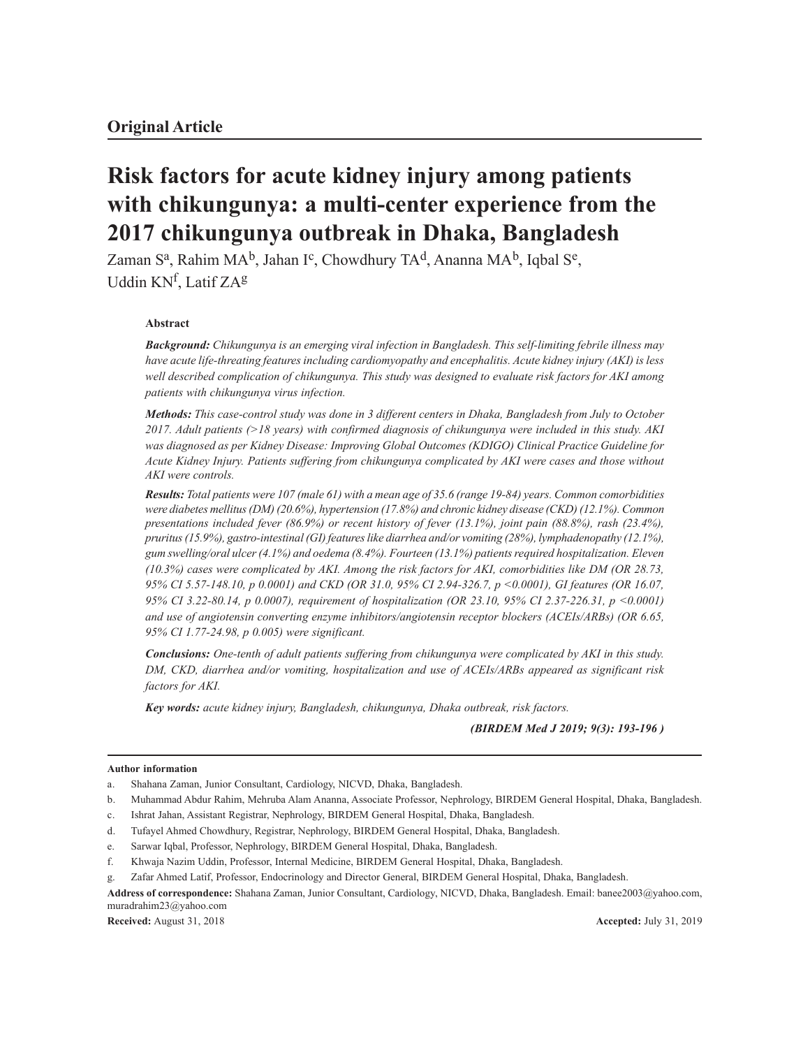**Original Article**

# Risk factors for acute kidney injury among patients with chikungunya: a multi-center experience from the 2017 chikungunya outbreak in Dhaka, Bangladesh

Zaman S[a], Rahim MA[b], Jahan I[c], Chowdhury TA[d], Ananna MA[b], Iqbal S[e], Uddin KN[f], Latif ZA[g]

## Abstract

***Background:*** *Chikungunya is an emerging viral infection in Bangladesh. This self-limiting febrile illness may have acute life-threating features including cardiomyopathy and encephalitis. Acute kidney injury (AKI) is less well described complication of chikungunya. This study was designed to evaluate risk factors for AKI among patients with chikungunya virus infection.*

***Methods:*** *This case-control study was done in 3 different centers in Dhaka, Bangladesh from July to October 2017. Adult patients (>18 years) with confirmed diagnosis of chikungunya were included in this study. AKI was diagnosed as per Kidney Disease: Improving Global Outcomes (KDIGO) Clinical Practice Guideline for Acute Kidney Injury. Patients suffering from chikungunya complicated by AKI were cases and those without AKI were controls.*

***Results:*** *Total patients were 107 (male 61) with a mean age of 35.6 (range 19-84) years. Common comorbidities were diabetes mellitus (DM) (20.6%), hypertension (17.8%) and chronic kidney disease (CKD) (12.1%). Common presentations included fever (86.9%) or recent history of fever (13.1%), joint pain (88.8%), rash (23.4%), pruritus (15.9%), gastro-intestinal (GI) features like diarrhea and/or vomiting (28%), lymphadenopathy (12.1%), gum swelling/oral ulcer (4.1%) and oedema (8.4%). Fourteen (13.1%) patients required hospitalization. Eleven (10.3%) cases were complicated by AKI. Among the risk factors for AKI, comorbidities like DM (OR 28.73, 95% CI 5.57-148.10, p 0.0001) and CKD (OR 31.0, 95% CI 2.94-326.7, p <0.0001), GI features (OR 16.07, 95% CI 3.22-80.14, p 0.0007), requirement of hospitalization (OR 23.10, 95% CI 2.37-226.31, p <0.0001) and use of angiotensin converting enzyme inhibitors/angiotensin receptor blockers (ACEIs/ARBs) (OR 6.65, 95% CI 1.77-24.98, p 0.005) were significant.*

***Conclusions:*** *One-tenth of adult patients suffering from chikungunya were complicated by AKI in this study. DM, CKD, diarrhea and/or vomiting, hospitalization and use of ACEIs/ARBs appeared as significant risk factors for AKI.*

***Key words:*** *acute kidney injury, Bangladesh, chikungunya, Dhaka outbreak, risk factors.*

***(BIRDEM Med J 2019; 9(3): 193-196 )***

---

**Author information**

a. Shahana Zaman, Junior Consultant, Cardiology, NICVD, Dhaka, Bangladesh.

b. Muhammad Abdur Rahim, Mehruba Alam Ananna, Associate Professor, Nephrology, BIRDEM General Hospital, Dhaka, Bangladesh.

c. Ishrat Jahan, Assistant Registrar, Nephrology, BIRDEM General Hospital, Dhaka, Bangladesh.

d. Tufayel Ahmed Chowdhury, Registrar, Nephrology, BIRDEM General Hospital, Dhaka, Bangladesh.

e. Sarwar Iqbal, Professor, Nephrology, BIRDEM General Hospital, Dhaka, Bangladesh.

f. Khwaja Nazim Uddin, Professor, Internal Medicine, BIRDEM General Hospital, Dhaka, Bangladesh.

g. Zafar Ahmed Latif, Professor, Endocrinology and Director General, BIRDEM General Hospital, Dhaka, Bangladesh.

**Address of correspondence:** Shahana Zaman, Junior Consultant, Cardiology, NICVD, Dhaka, Bangladesh. Email: banee2003@yahoo.com, muradrahim23@yahoo.com

**Received:** August 31, 2018 **Accepted:** July 31, 2019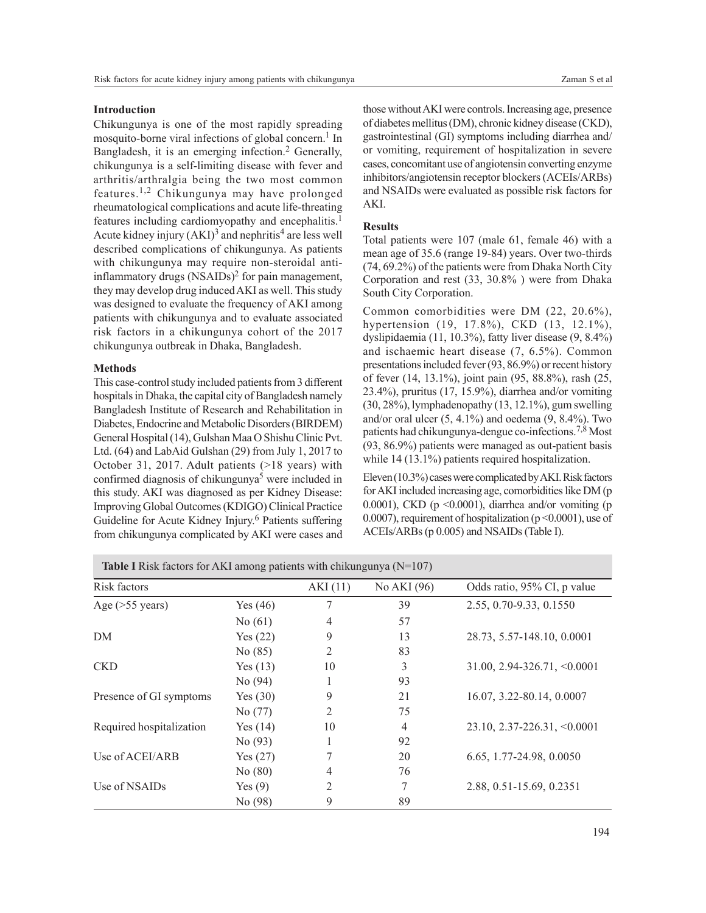## Introduction

Chikungunya is one of the most rapidly spreading mosquito-borne viral infections of global concern.[1] In Bangladesh, it is an emerging infection.[2] Generally, chikungunya is a self-limiting disease with fever and arthritis/arthralgia being the two most common features.[1,2] Chikungunya may have prolonged rheumatological complications and acute life-threating features including cardiomyopathy and encephalitis.[1] Acute kidney injury (AKI)[3] and nephritis[4] are less well described complications of chikungunya. As patients with chikungunya may require non-steroidal anti-inflammatory drugs (NSAIDs)[2] for pain management, they may develop drug induced AKI as well. This study was designed to evaluate the frequency of AKI among patients with chikungunya and to evaluate associated risk factors in a chikungunya cohort of the 2017 chikungunya outbreak in Dhaka, Bangladesh.

## Methods

This case-control study included patients from 3 different hospitals in Dhaka, the capital city of Bangladesh namely Bangladesh Institute of Research and Rehabilitation in Diabetes, Endocrine and Metabolic Disorders (BIRDEM) General Hospital (14), Gulshan Maa O Shishu Clinic Pvt. Ltd. (64) and LabAid Gulshan (29) from July 1, 2017 to October 31, 2017. Adult patients (>18 years) with confirmed diagnosis of chikungunya[5] were included in this study. AKI was diagnosed as per Kidney Disease: Improving Global Outcomes (KDIGO) Clinical Practice Guideline for Acute Kidney Injury.[6] Patients suffering from chikungunya complicated by AKI were cases and those without AKI were controls. Increasing age, presence of diabetes mellitus (DM), chronic kidney disease (CKD), gastrointestinal (GI) symptoms including diarrhea and/or vomiting, requirement of hospitalization in severe cases, concomitant use of angiotensin converting enzyme inhibitors/angiotensin receptor blockers (ACEIs/ARBs) and NSAIDs were evaluated as possible risk factors for AKI.

## Results

Total patients were 107 (male 61, female 46) with a mean age of 35.6 (range 19-84) years. Over two-thirds (74, 69.2%) of the patients were from Dhaka North City Corporation and rest (33, 30.8% ) were from Dhaka South City Corporation.

Common comorbidities were DM (22, 20.6%), hypertension (19, 17.8%), CKD (13, 12.1%), dyslipidaemia (11, 10.3%), fatty liver disease (9, 8.4%) and ischaemic heart disease (7, 6.5%). Common presentations included fever (93, 86.9%) or recent history of fever (14, 13.1%), joint pain (95, 88.8%), rash (25, 23.4%), pruritus (17, 15.9%), diarrhea and/or vomiting (30, 28%), lymphadenopathy (13, 12.1%), gum swelling and/or oral ulcer (5, 4.1%) and oedema (9, 8.4%). Two patients had chikungunya-dengue co-infections.[7,8] Most (93, 86.9%) patients were managed as out-patient basis while 14 (13.1%) patients required hospitalization.

Eleven (10.3%) cases were complicated by AKI. Risk factors for AKI included increasing age, comorbidities like DM (p 0.0001), CKD (p <0.0001), diarrhea and/or vomiting (p 0.0007), requirement of hospitalization (p <0.0001), use of ACEIs/ARBs (p 0.005) and NSAIDs (Table I).

**Table I** Risk factors for AKI among patients with chikungunya (N=107)

| Risk factors | | AKI (11) | No AKI (96) | Odds ratio, 95% CI, p value |
|---|---|---|---|---|
| Age (>55 years) | Yes (46) | 7 | 39 | 2.55, 0.70-9.33, 0.1550 |
| | No (61) | 4 | 57 | |
| DM | Yes (22) | 9 | 13 | 28.73, 5.57-148.10, 0.0001 |
| | No (85) | 2 | 83 | |
| CKD | Yes (13) | 10 | 3 | 31.00, 2.94-326.71, <0.0001 |
| | No (94) | 1 | 93 | |
| Presence of GI symptoms | Yes (30) | 9 | 21 | 16.07, 3.22-80.14, 0.0007 |
| | No (77) | 2 | 75 | |
| Required hospitalization | Yes (14) | 10 | 4 | 23.10, 2.37-226.31, <0.0001 |
| | No (93) | 1 | 92 | |
| Use of ACEI/ARB | Yes (27) | 7 | 20 | 6.65, 1.77-24.98, 0.0050 |
| | No (80) | 4 | 76 | |
| Use of NSAIDs | Yes (9) | 2 | 7 | 2.88, 0.51-15.69, 0.2351 |
| | No (98) | 9 | 89 | |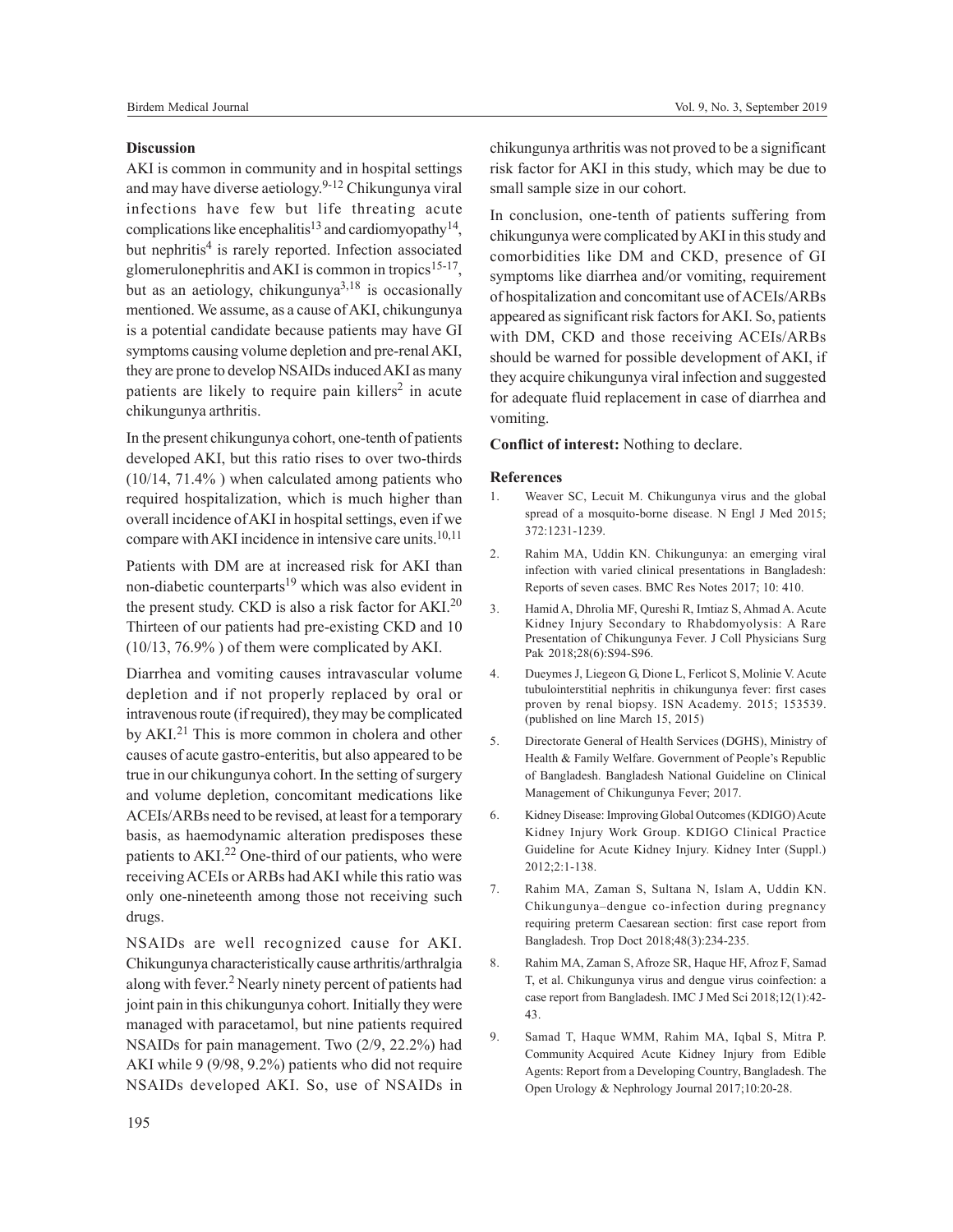### Discussion

AKI is common in community and in hospital settings and may have diverse aetiology.[9-12] Chikungunya viral infections have few but life threating acute complications like encephalitis[13] and cardiomyopathy[14], but nephritis[4] is rarely reported. Infection associated glomerulonephritis and AKI is common in tropics[15-17], but as an aetiology, chikungunya[3,18] is occasionally mentioned. We assume, as a cause of AKI, chikungunya is a potential candidate because patients may have GI symptoms causing volume depletion and pre-renal AKI, they are prone to develop NSAIDs induced AKI as many patients are likely to require pain killers[2] in acute chikungunya arthritis.

In the present chikungunya cohort, one-tenth of patients developed AKI, but this ratio rises to over two-thirds (10/14, 71.4% ) when calculated among patients who required hospitalization, which is much higher than overall incidence of AKI in hospital settings, even if we compare with AKI incidence in intensive care units.[10,11]

Patients with DM are at increased risk for AKI than non-diabetic counterparts[19] which was also evident in the present study. CKD is also a risk factor for AKI.[20] Thirteen of our patients had pre-existing CKD and 10 (10/13, 76.9% ) of them were complicated by AKI.

Diarrhea and vomiting causes intravascular volume depletion and if not properly replaced by oral or intravenous route (if required), they may be complicated by AKI.[21] This is more common in cholera and other causes of acute gastro-enteritis, but also appeared to be true in our chikungunya cohort. In the setting of surgery and volume depletion, concomitant medications like ACEIs/ARBs need to be revised, at least for a temporary basis, as haemodynamic alteration predisposes these patients to AKI.[22] One-third of our patients, who were receiving ACEIs or ARBs had AKI while this ratio was only one-nineteenth among those not receiving such drugs.

NSAIDs are well recognized cause for AKI. Chikungunya characteristically cause arthritis/arthralgia along with fever.[2] Nearly ninety percent of patients had joint pain in this chikungunya cohort. Initially they were managed with paracetamol, but nine patients required NSAIDs for pain management. Two (2/9, 22.2%) had AKI while 9 (9/98, 9.2%) patients who did not require NSAIDs developed AKI. So, use of NSAIDs in chikungunya arthritis was not proved to be a significant risk factor for AKI in this study, which may be due to small sample size in our cohort.

In conclusion, one-tenth of patients suffering from chikungunya were complicated by AKI in this study and comorbidities like DM and CKD, presence of GI symptoms like diarrhea and/or vomiting, requirement of hospitalization and concomitant use of ACEIs/ARBs appeared as significant risk factors for AKI. So, patients with DM, CKD and those receiving ACEIs/ARBs should be warned for possible development of AKI, if they acquire chikungunya viral infection and suggested for adequate fluid replacement in case of diarrhea and vomiting.

**Conflict of interest:** Nothing to declare.

### References

1. Weaver SC, Lecuit M. Chikungunya virus and the global spread of a mosquito-borne disease. N Engl J Med 2015; 372:1231-1239.
2. Rahim MA, Uddin KN. Chikungunya: an emerging viral infection with varied clinical presentations in Bangladesh: Reports of seven cases. BMC Res Notes 2017; 10: 410.
3. Hamid A, Dhrolia MF, Qureshi R, Imtiaz S, Ahmad A. Acute Kidney Injury Secondary to Rhabdomyolysis: A Rare Presentation of Chikungunya Fever. J Coll Physicians Surg Pak 2018;28(6):S94-S96.
4. Dueymes J, Liegeon G, Dione L, Ferlicot S, Molinie V. Acute tubulointerstitial nephritis in chikungunya fever: first cases proven by renal biopsy. ISN Academy. 2015; 153539. (published on line March 15, 2015)
5. Directorate General of Health Services (DGHS), Ministry of Health & Family Welfare. Government of People's Republic of Bangladesh. Bangladesh National Guideline on Clinical Management of Chikungunya Fever; 2017.
6. Kidney Disease: Improving Global Outcomes (KDIGO) Acute Kidney Injury Work Group. KDIGO Clinical Practice Guideline for Acute Kidney Injury. Kidney Inter (Suppl.) 2012;2:1-138.
7. Rahim MA, Zaman S, Sultana N, Islam A, Uddin KN. Chikungunya–dengue co-infection during pregnancy requiring preterm Caesarean section: first case report from Bangladesh. Trop Doct 2018;48(3):234-235.
8. Rahim MA, Zaman S, Afroze SR, Haque HF, Afroz F, Samad T, et al. Chikungunya virus and dengue virus coinfection: a case report from Bangladesh. IMC J Med Sci 2018;12(1):42-43.
9. Samad T, Haque WMM, Rahim MA, Iqbal S, Mitra P. Community Acquired Acute Kidney Injury from Edible Agents: Report from a Developing Country, Bangladesh. The Open Urology & Nephrology Journal 2017;10:20-28.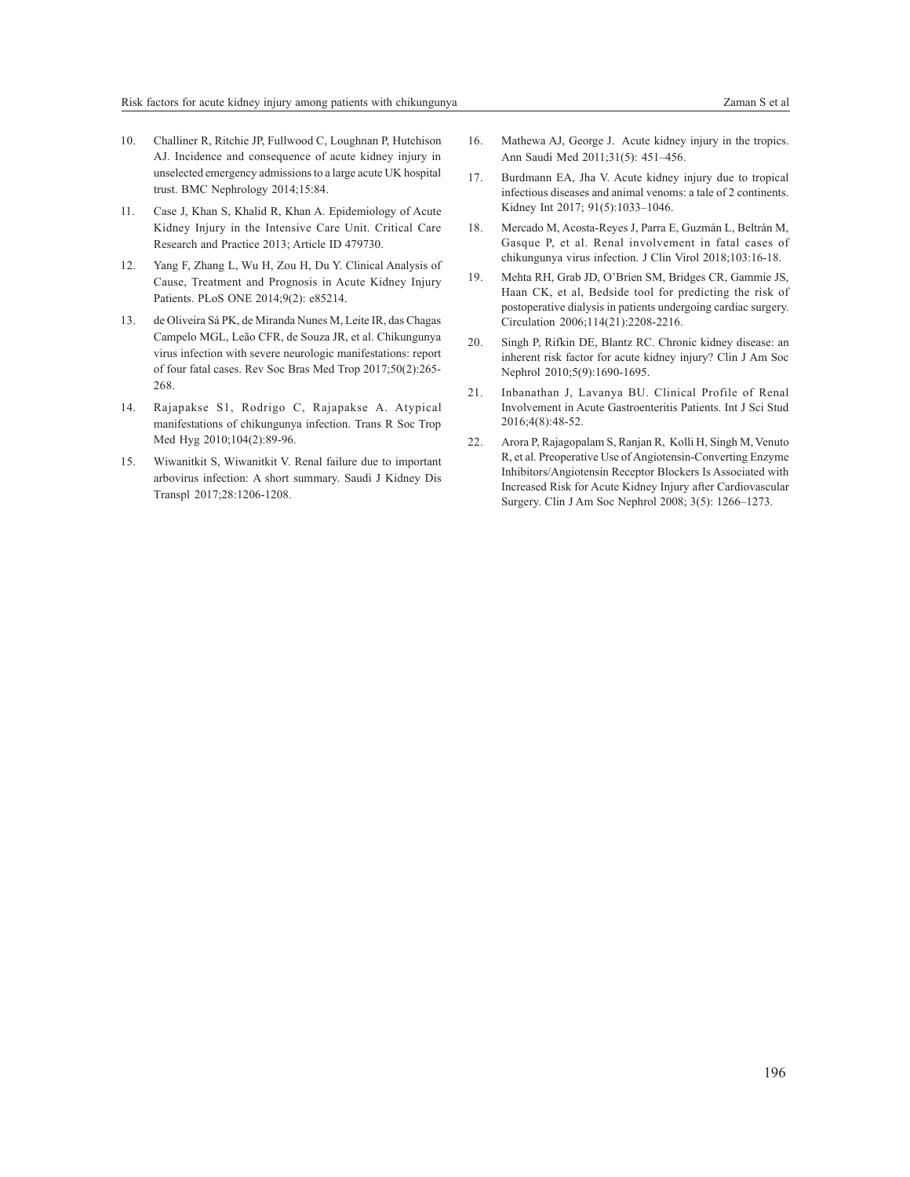10. Challiner R, Ritchie JP, Fullwood C, Loughnan P, Hutchison AJ. Incidence and consequence of acute kidney injury in unselected emergency admissions to a large acute UK hospital trust. BMC Nephrology 2014;15:84.

11. Case J, Khan S, Khalid R, Khan A. Epidemiology of Acute Kidney Injury in the Intensive Care Unit. Critical Care Research and Practice 2013; Article ID 479730.

12. Yang F, Zhang L, Wu H, Zou H, Du Y. Clinical Analysis of Cause, Treatment and Prognosis in Acute Kidney Injury Patients. PLoS ONE 2014;9(2): e85214.

13. de Oliveira Sá PK, de Miranda Nunes M, Leite IR, das Chagas Campelo MGL, Leão CFR, de Souza JR, et al. Chikungunya virus infection with severe neurologic manifestations: report of four fatal cases. Rev Soc Bras Med Trop 2017;50(2):265-268.

14. Rajapakse S1, Rodrigo C, Rajapakse A. Atypical manifestations of chikungunya infection. Trans R Soc Trop Med Hyg 2010;104(2):89-96.

15. Wiwanitkit S, Wiwanitkit V. Renal failure due to important arbovirus infection: A short summary. Saudi J Kidney Dis Transpl 2017;28:1206-1208.

16. Mathewa AJ, George J. Acute kidney injury in the tropics. Ann Saudi Med 2011;31(5): 451–456.

17. Burdmann EA, Jha V. Acute kidney injury due to tropical infectious diseases and animal venoms: a tale of 2 continents. Kidney Int 2017; 91(5):1033–1046.

18. Mercado M, Acosta-Reyes J, Parra E, Guzmán L, Beltrán M, Gasque P, et al. Renal involvement in fatal cases of chikungunya virus infection. J Clin Virol 2018;103:16-18.

19. Mehta RH, Grab JD, O'Brien SM, Bridges CR, Gammie JS, Haan CK, et al, Bedside tool for predicting the risk of postoperative dialysis in patients undergoing cardiac surgery. Circulation 2006;114(21):2208-2216.

20. Singh P, Rifkin DE, Blantz RC. Chronic kidney disease: an inherent risk factor for acute kidney injury? Clin J Am Soc Nephrol 2010;5(9):1690-1695.

21. Inbanathan J, Lavanya BU. Clinical Profile of Renal Involvement in Acute Gastroenteritis Patients. Int J Sci Stud 2016;4(8):48-52.

22. Arora P, Rajagopalam S, Ranjan R, Kolli H, Singh M, Venuto R, et al. Preoperative Use of Angiotensin-Converting Enzyme Inhibitors/Angiotensin Receptor Blockers Is Associated with Increased Risk for Acute Kidney Injury after Cardiovascular Surgery. Clin J Am Soc Nephrol 2008; 3(5): 1266–1273.